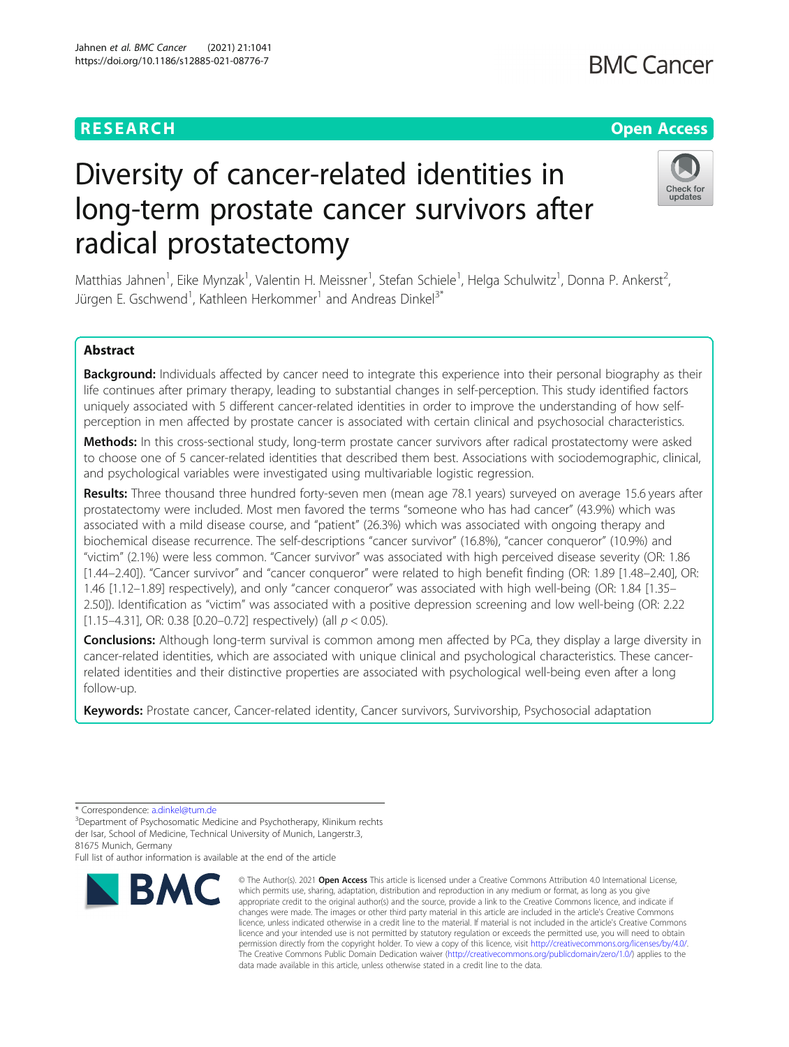RESEARCH

Open Access

# Diversity of cancer-related identities in long-term prostate cancer survivors after radical prostatectomy

Matthias Jahnen[1], Eike Mynzak[1], Valentin H. Meissner[1], Stefan Schiele[1], Helga Schulwitz[1], Donna P. Ankerst[2], Jürgen E. Gschwend[1], Kathleen Herkommer[1] and Andreas Dinkel[3*]

## Abstract

**Background:** Individuals affected by cancer need to integrate this experience into their personal biography as their life continues after primary therapy, leading to substantial changes in self-perception. This study identified factors uniquely associated with 5 different cancer-related identities in order to improve the understanding of how self-perception in men affected by prostate cancer is associated with certain clinical and psychosocial characteristics.

**Methods:** In this cross-sectional study, long-term prostate cancer survivors after radical prostatectomy were asked to choose one of 5 cancer-related identities that described them best. Associations with sociodemographic, clinical, and psychological variables were investigated using multivariable logistic regression.

**Results:** Three thousand three hundred forty-seven men (mean age 78.1 years) surveyed on average 15.6 years after prostatectomy were included. Most men favored the terms "someone who has had cancer" (43.9%) which was associated with a mild disease course, and "patient" (26.3%) which was associated with ongoing therapy and biochemical disease recurrence. The self-descriptions "cancer survivor" (16.8%), "cancer conqueror" (10.9%) and "victim" (2.1%) were less common. "Cancer survivor" was associated with high perceived disease severity (OR: 1.86 [1.44–2.40]). "Cancer survivor" and "cancer conqueror" were related to high benefit finding (OR: 1.89 [1.48–2.40], OR: 1.46 [1.12–1.89] respectively), and only "cancer conqueror" was associated with high well-being (OR: 1.84 [1.35–2.50]). Identification as "victim" was associated with a positive depression screening and low well-being (OR: 2.22 [1.15–4.31], OR: 0.38 [0.20–0.72] respectively) (all $p < 0.05$).

**Conclusions:** Although long-term survival is common among men affected by PCa, they display a large diversity in cancer-related identities, which are associated with unique clinical and psychological characteristics. These cancer-related identities and their distinctive properties are associated with psychological well-being even after a long follow-up.

**Keywords:** Prostate cancer, Cancer-related identity, Cancer survivors, Survivorship, Psychosocial adaptation

\* Correspondence: a.dinkel@tum.de

[3]Department of Psychosomatic Medicine and Psychotherapy, Klinikum rechts der Isar, School of Medicine, Technical University of Munich, Langerstr.3, 81675 Munich, Germany

Full list of author information is available at the end of the article

© The Author(s). 2021 **Open Access** This article is licensed under a Creative Commons Attribution 4.0 International License, which permits use, sharing, adaptation, distribution and reproduction in any medium or format, as long as you give appropriate credit to the original author(s) and the source, provide a link to the Creative Commons licence, and indicate if changes were made. The images or other third party material in this article are included in the article's Creative Commons licence, unless indicated otherwise in a credit line to the material. If material is not included in the article's Creative Commons licence and your intended use is not permitted by statutory regulation or exceeds the permitted use, you will need to obtain permission directly from the copyright holder. To view a copy of this licence, visit http://creativecommons.org/licenses/by/4.0/. The Creative Commons Public Domain Dedication waiver (http://creativecommons.org/publicdomain/zero/1.0/) applies to the data made available in this article, unless otherwise stated in a credit line to the data.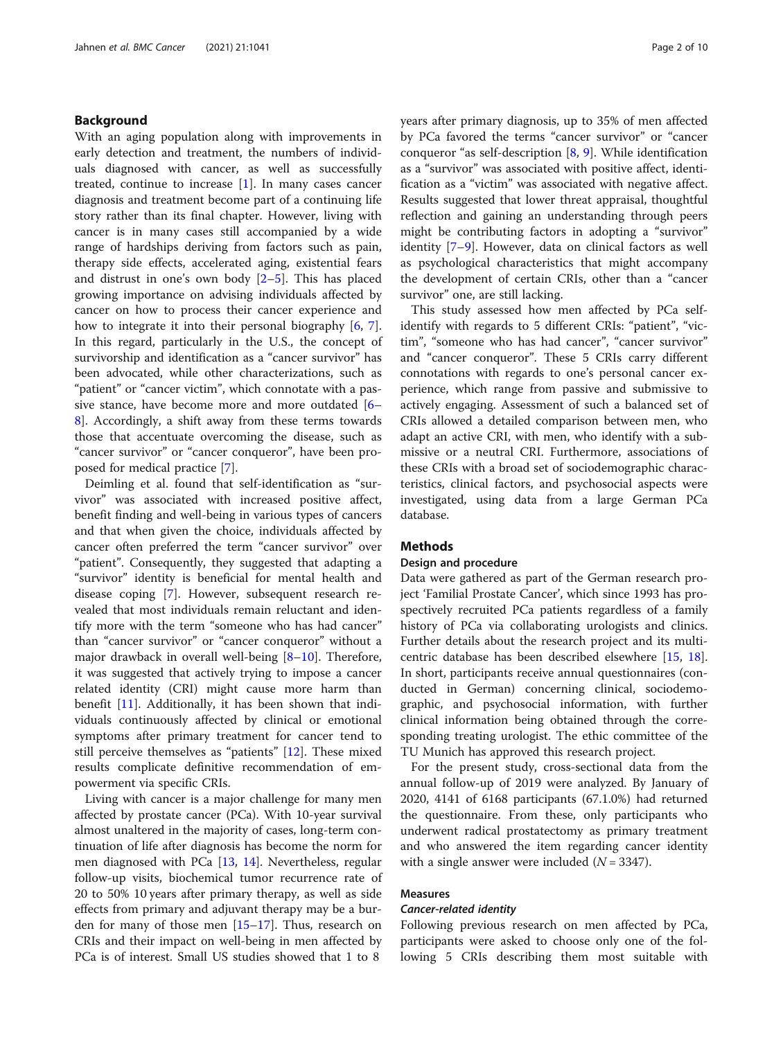## Background

With an aging population along with improvements in early detection and treatment, the numbers of individuals diagnosed with cancer, as well as successfully treated, continue to increase [1]. In many cases cancer diagnosis and treatment become part of a continuing life story rather than its final chapter. However, living with cancer is in many cases still accompanied by a wide range of hardships deriving from factors such as pain, therapy side effects, accelerated aging, existential fears and distrust in one's own body [2–5]. This has placed growing importance on advising individuals affected by cancer on how to process their cancer experience and how to integrate it into their personal biography [6, 7]. In this regard, particularly in the U.S., the concept of survivorship and identification as a "cancer survivor" has been advocated, while other characterizations, such as "patient" or "cancer victim", which connotate with a passive stance, have become more and more outdated [6–8]. Accordingly, a shift away from these terms towards those that accentuate overcoming the disease, such as "cancer survivor" or "cancer conqueror", have been proposed for medical practice [7].

Deimling et al. found that self-identification as "survivor" was associated with increased positive affect, benefit finding and well-being in various types of cancers and that when given the choice, individuals affected by cancer often preferred the term "cancer survivor" over "patient". Consequently, they suggested that adapting a "survivor" identity is beneficial for mental health and disease coping [7]. However, subsequent research revealed that most individuals remain reluctant and identify more with the term "someone who has had cancer" than "cancer survivor" or "cancer conqueror" without a major drawback in overall well-being [8–10]. Therefore, it was suggested that actively trying to impose a cancer related identity (CRI) might cause more harm than benefit [11]. Additionally, it has been shown that individuals continuously affected by clinical or emotional symptoms after primary treatment for cancer tend to still perceive themselves as "patients" [12]. These mixed results complicate definitive recommendation of empowerment via specific CRIs.

Living with cancer is a major challenge for many men affected by prostate cancer (PCa). With 10-year survival almost unaltered in the majority of cases, long-term continuation of life after diagnosis has become the norm for men diagnosed with PCa [13, 14]. Nevertheless, regular follow-up visits, biochemical tumor recurrence rate of 20 to 50% 10 years after primary therapy, as well as side effects from primary and adjuvant therapy may be a burden for many of those men [15–17]. Thus, research on CRIs and their impact on well-being in men affected by PCa is of interest. Small US studies showed that 1 to 8 years after primary diagnosis, up to 35% of men affected by PCa favored the terms "cancer survivor" or "cancer conqueror "as self-description [8, 9]. While identification as a "survivor" was associated with positive affect, identification as a "victim" was associated with negative affect. Results suggested that lower threat appraisal, thoughtful reflection and gaining an understanding through peers might be contributing factors in adopting a "survivor" identity [7–9]. However, data on clinical factors as well as psychological characteristics that might accompany the development of certain CRIs, other than a "cancer survivor" one, are still lacking.

This study assessed how men affected by PCa self-identify with regards to 5 different CRIs: "patient", "victim", "someone who has had cancer", "cancer survivor" and "cancer conqueror". These 5 CRIs carry different connotations with regards to one's personal cancer experience, which range from passive and submissive to actively engaging. Assessment of such a balanced set of CRIs allowed a detailed comparison between men, who adapt an active CRI, with men, who identify with a submissive or a neutral CRI. Furthermore, associations of these CRIs with a broad set of sociodemographic characteristics, clinical factors, and psychosocial aspects were investigated, using data from a large German PCa database.

## Methods

### Design and procedure

Data were gathered as part of the German research project 'Familial Prostate Cancer', which since 1993 has prospectively recruited PCa patients regardless of a family history of PCa via collaborating urologists and clinics. Further details about the research project and its multicentric database has been described elsewhere [15, 18]. In short, participants receive annual questionnaires (conducted in German) concerning clinical, sociodemographic, and psychosocial information, with further clinical information being obtained through the corresponding treating urologist. The ethic committee of the TU Munich has approved this research project.

For the present study, cross-sectional data from the annual follow-up of 2019 were analyzed. By January of 2020, 4141 of 6168 participants (67.1.0%) had returned the questionnaire. From these, only participants who underwent radical prostatectomy as primary treatment and who answered the item regarding cancer identity with a single answer were included ($N = 3347$).

### Measures

#### *Cancer-related identity*

Following previous research on men affected by PCa, participants were asked to choose only one of the following 5 CRIs describing them most suitable with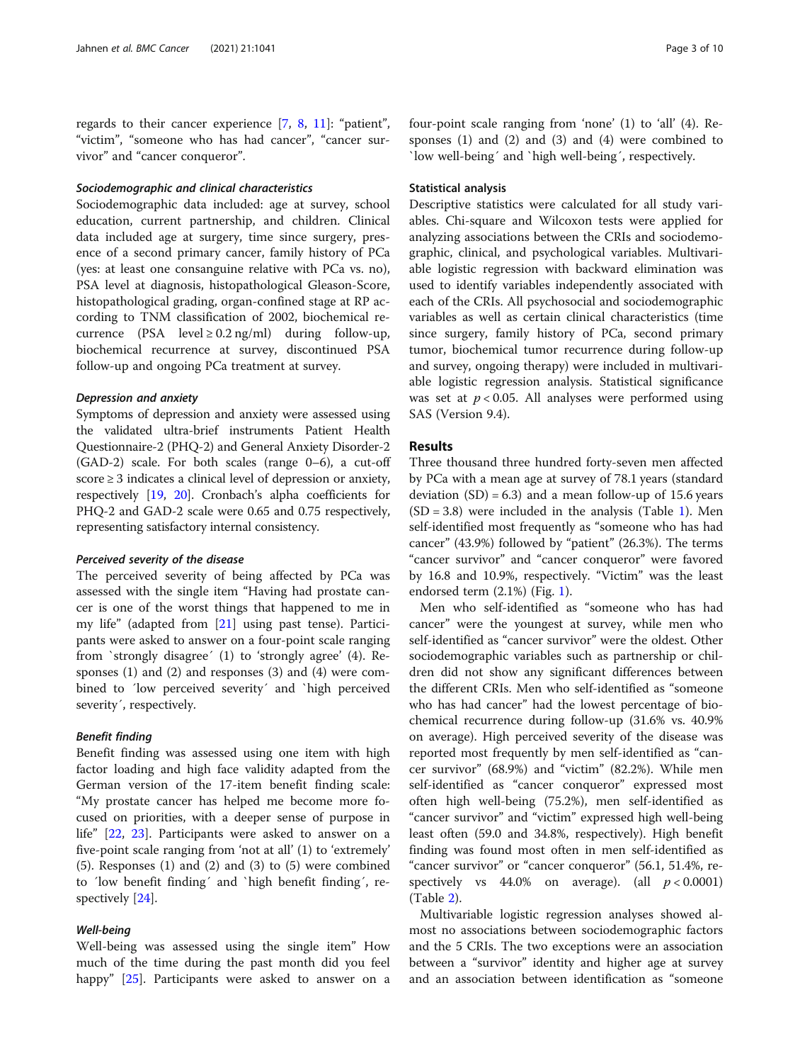regards to their cancer experience [7, 8, 11]: "patient", "victim", "someone who has had cancer", "cancer survivor" and "cancer conqueror".

#### *Sociodemographic and clinical characteristics*

Sociodemographic data included: age at survey, school education, current partnership, and children. Clinical data included age at surgery, time since surgery, presence of a second primary cancer, family history of PCa (yes: at least one consanguine relative with PCa vs. no), PSA level at diagnosis, histopathological Gleason-Score, histopathological grading, organ-confined stage at RP according to TNM classification of 2002, biochemical recurrence (PSA level ≥ 0.2 ng/ml) during follow-up, biochemical recurrence at survey, discontinued PSA follow-up and ongoing PCa treatment at survey.

#### *Depression and anxiety*

Symptoms of depression and anxiety were assessed using the validated ultra-brief instruments Patient Health Questionnaire-2 (PHQ-2) and General Anxiety Disorder-2 (GAD-2) scale. For both scales (range 0–6), a cut-off score ≥ 3 indicates a clinical level of depression or anxiety, respectively [19, 20]. Cronbach's alpha coefficients for PHQ-2 and GAD-2 scale were 0.65 and 0.75 respectively, representing satisfactory internal consistency.

#### *Perceived severity of the disease*

The perceived severity of being affected by PCa was assessed with the single item "Having had prostate cancer is one of the worst things that happened to me in my life" (adapted from [21] using past tense). Participants were asked to answer on a four-point scale ranging from `strongly disagree´ (1) to 'strongly agree' (4). Responses (1) and (2) and responses (3) and (4) were combined to ´low perceived severity´ and `high perceived severity´, respectively.

#### *Benefit finding*

Benefit finding was assessed using one item with high factor loading and high face validity adapted from the German version of the 17-item benefit finding scale: "My prostate cancer has helped me become more focused on priorities, with a deeper sense of purpose in life" [22, 23]. Participants were asked to answer on a five-point scale ranging from 'not at all' (1) to 'extremely' (5). Responses (1) and (2) and (3) to (5) were combined to ´low benefit finding´ and `high benefit finding´, respectively [24].

#### *Well-being*

Well-being was assessed using the single item" How much of the time during the past month did you feel happy" [25]. Participants were asked to answer on a four-point scale ranging from 'none' (1) to 'all' (4). Responses (1) and (2) and (3) and (4) were combined to `low well-being´ and `high well-being´, respectively.

### Statistical analysis

Descriptive statistics were calculated for all study variables. Chi-square and Wilcoxon tests were applied for analyzing associations between the CRIs and sociodemographic, clinical, and psychological variables. Multivariable logistic regression with backward elimination was used to identify variables independently associated with each of the CRIs. All psychosocial and sociodemographic variables as well as certain clinical characteristics (time since surgery, family history of PCa, second primary tumor, biochemical tumor recurrence during follow-up and survey, ongoing therapy) were included in multivariable logistic regression analysis. Statistical significance was set at $p < 0.05$. All analyses were performed using SAS (Version 9.4).

## Results

Three thousand three hundred forty-seven men affected by PCa with a mean age at survey of 78.1 years (standard deviation (SD) = 6.3) and a mean follow-up of 15.6 years (SD = 3.8) were included in the analysis (Table 1). Men self-identified most frequently as "someone who has had cancer" (43.9%) followed by "patient" (26.3%). The terms "cancer survivor" and "cancer conqueror" were favored by 16.8 and 10.9%, respectively. "Victim" was the least endorsed term (2.1%) (Fig. 1).

Men who self-identified as "someone who has had cancer" were the youngest at survey, while men who self-identified as "cancer survivor" were the oldest. Other sociodemographic variables such as partnership or children did not show any significant differences between the different CRIs. Men who self-identified as "someone who has had cancer" had the lowest percentage of biochemical recurrence during follow-up (31.6% vs. 40.9% on average). High perceived severity of the disease was reported most frequently by men self-identified as "cancer survivor" (68.9%) and "victim" (82.2%). While men self-identified as "cancer conqueror" expressed most often high well-being (75.2%), men self-identified as "cancer survivor" and "victim" expressed high well-being least often (59.0 and 34.8%, respectively). High benefit finding was found most often in men self-identified as "cancer survivor" or "cancer conqueror" (56.1, 51.4%, respectively vs 44.0% on average). (all $p < 0.0001$) (Table 2).

Multivariable logistic regression analyses showed almost no associations between sociodemographic factors and the 5 CRIs. The two exceptions were an association between a "survivor" identity and higher age at survey and an association between identification as "someone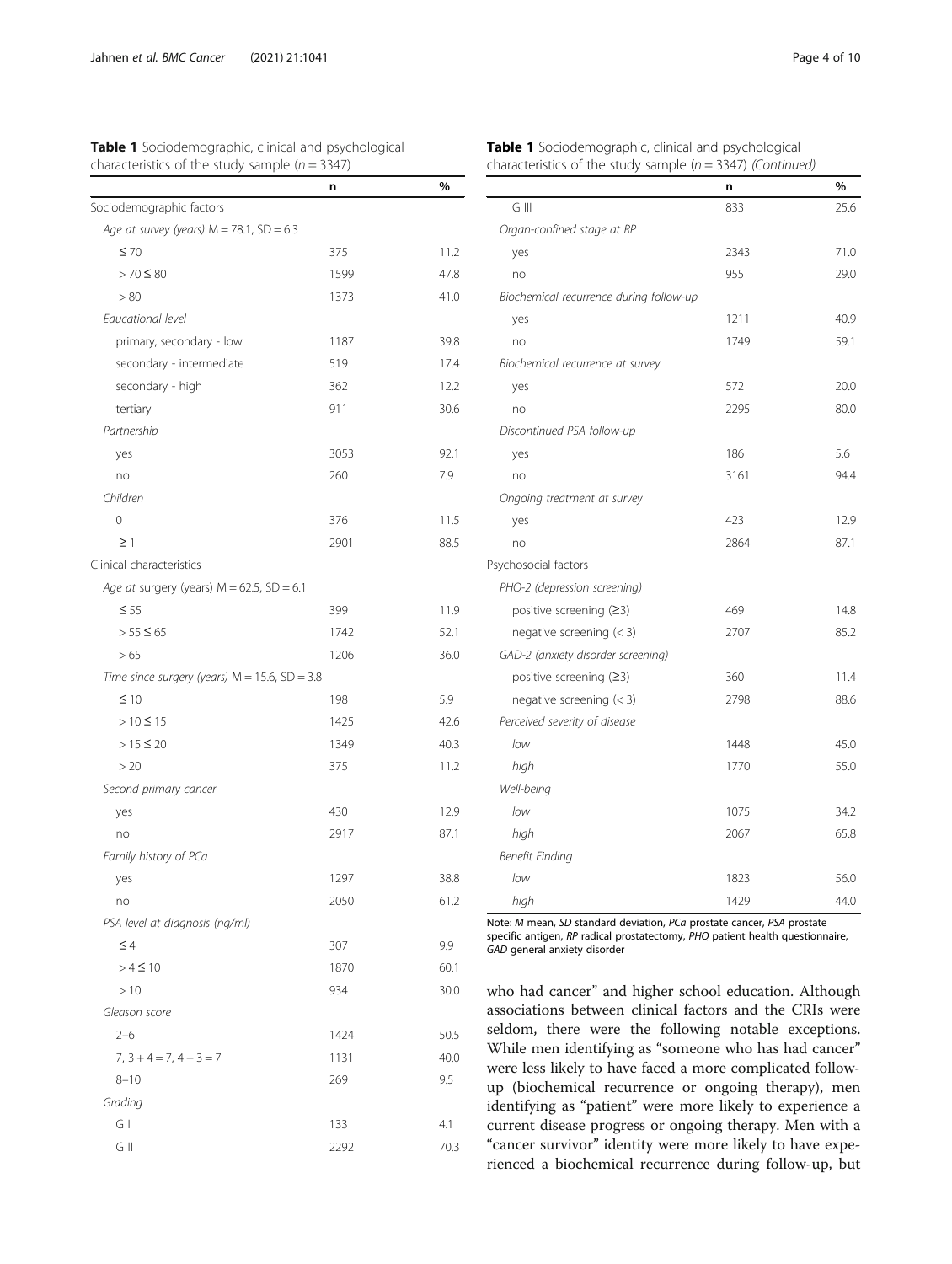**Table 1** Sociodemographic, clinical and psychological characteristics of the study sample ($n = 3347$)

| | n | % |
|---|---|---|
| Sociodemographic factors | | |
| *Age at survey (years)* M = 78.1, SD = 6.3 | | |
| ≤ 70 | 375 | 11.2 |
| > 70 ≤ 80 | 1599 | 47.8 |
| > 80 | 1373 | 41.0 |
| *Educational level* | | |
| primary, secondary - low | 1187 | 39.8 |
| secondary - intermediate | 519 | 17.4 |
| secondary - high | 362 | 12.2 |
| tertiary | 911 | 30.6 |
| *Partnership* | | |
| yes | 3053 | 92.1 |
| no | 260 | 7.9 |
| *Children* | | |
| 0 | 376 | 11.5 |
| ≥ 1 | 2901 | 88.5 |
| Clinical characteristics | | |
| *Age at surgery (years)* M = 62.5, SD = 6.1 | | |
| ≤ 55 | 399 | 11.9 |
| > 55 ≤ 65 | 1742 | 52.1 |
| > 65 | 1206 | 36.0 |
| *Time since surgery (years)* M = 15.6, SD = 3.8 | | |
| ≤ 10 | 198 | 5.9 |
| > 10 ≤ 15 | 1425 | 42.6 |
| > 15 ≤ 20 | 1349 | 40.3 |
| > 20 | 375 | 11.2 |
| *Second primary cancer* | | |
| yes | 430 | 12.9 |
| no | 2917 | 87.1 |
| *Family history of PCa* | | |
| yes | 1297 | 38.8 |
| no | 2050 | 61.2 |
| *PSA level at diagnosis (ng/ml)* | | |
| ≤ 4 | 307 | 9.9 |
| > 4 ≤ 10 | 1870 | 60.1 |
| > 10 | 934 | 30.0 |
| *Gleason score* | | |
| 2–6 | 1424 | 50.5 |
| 7, 3 + 4 = 7, 4 + 3 = 7 | 1131 | 40.0 |
| 8–10 | 269 | 9.5 |
| *Grading* | | |
| G I | 133 | 4.1 |
| G II | 2292 | 70.3 |
| G III | 833 | 25.6 |
| *Organ-confined stage at RP* | | |
| yes | 2343 | 71.0 |
| no | 955 | 29.0 |
| *Biochemical recurrence during follow-up* | | |
| yes | 1211 | 40.9 |
| no | 1749 | 59.1 |
| *Biochemical recurrence at survey* | | |
| yes | 572 | 20.0 |
| no | 2295 | 80.0 |
| *Discontinued PSA follow-up* | | |
| yes | 186 | 5.6 |
| no | 3161 | 94.4 |
| *Ongoing treatment at survey* | | |
| yes | 423 | 12.9 |
| no | 2864 | 87.1 |
| Psychosocial factors | | |
| *PHQ-2 (depression screening)* | | |
| positive screening (≥3) | 469 | 14.8 |
| negative screening (< 3) | 2707 | 85.2 |
| *GAD-2 (anxiety disorder screening)* | | |
| positive screening (≥3) | 360 | 11.4 |
| negative screening (< 3) | 2798 | 88.6 |
| *Perceived severity of disease* | | |
| *low* | 1448 | 45.0 |
| *high* | 1770 | 55.0 |
| *Well-being* | | |
| *low* | 1075 | 34.2 |
| *high* | 2067 | 65.8 |
| *Benefit Finding* | | |
| *low* | 1823 | 56.0 |
| *high* | 1429 | 44.0 |

Note: *M* mean, *SD* standard deviation, *PCa* prostate cancer, *PSA* prostate specific antigen, *RP* radical prostatectomy, *PHQ* patient health questionnaire, *GAD* general anxiety disorder

who had cancer" and higher school education. Although associations between clinical factors and the CRIs were seldom, there were the following notable exceptions. While men identifying as "someone who has had cancer" were less likely to have faced a more complicated follow-up (biochemical recurrence or ongoing therapy), men identifying as "patient" were more likely to experience a current disease progress or ongoing therapy. Men with a "cancer survivor" identity were more likely to have experienced a biochemical recurrence during follow-up, but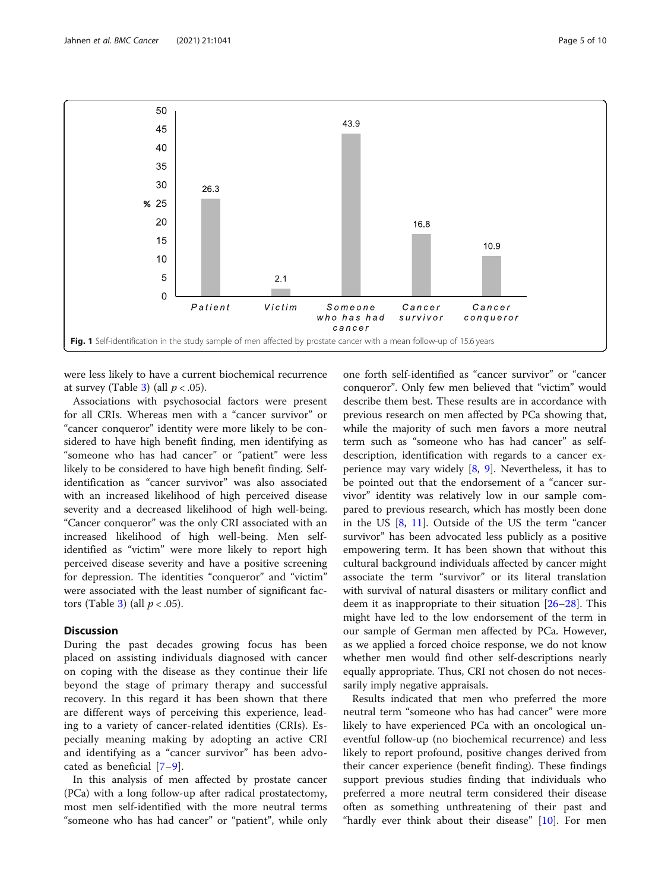Fig. 1 Self-identification in the study sample of men affected by prostate cancer with a mean follow-up of 15.6 years

were less likely to have a current biochemical recurrence at survey (Table 3) (all $p < .05$).

Associations with psychosocial factors were present for all CRIs. Whereas men with a "cancer survivor" or "cancer conqueror" identity were more likely to be considered to have high benefit finding, men identifying as "someone who has had cancer" or "patient" were less likely to be considered to have high benefit finding. Self-identification as "cancer survivor" was also associated with an increased likelihood of high perceived disease severity and a decreased likelihood of high well-being. "Cancer conqueror" was the only CRI associated with an increased likelihood of high well-being. Men self-identified as "victim" were more likely to report high perceived disease severity and have a positive screening for depression. The identities "conqueror" and "victim" were associated with the least number of significant factors (Table 3) (all $p < .05$).

## Discussion

During the past decades growing focus has been placed on assisting individuals diagnosed with cancer on coping with the disease as they continue their life beyond the stage of primary therapy and successful recovery. In this regard it has been shown that there are different ways of perceiving this experience, leading to a variety of cancer-related identities (CRIs). Especially meaning making by adopting an active CRI and identifying as a "cancer survivor" has been advocated as beneficial [7–9].

In this analysis of men affected by prostate cancer (PCa) with a long follow-up after radical prostatectomy, most men self-identified with the more neutral terms "someone who has had cancer" or "patient", while only one forth self-identified as "cancer survivor" or "cancer conqueror". Only few men believed that "victim" would describe them best. These results are in accordance with previous research on men affected by PCa showing that, while the majority of such men favors a more neutral term such as "someone who has had cancer" as self-description, identification with regards to a cancer experience may vary widely [8, 9]. Nevertheless, it has to be pointed out that the endorsement of a "cancer survivor" identity was relatively low in our sample compared to previous research, which has mostly been done in the US [8, 11]. Outside of the US the term "cancer survivor" has been advocated less publicly as a positive empowering term. It has been shown that without this cultural background individuals affected by cancer might associate the term "survivor" or its literal translation with survival of natural disasters or military conflict and deem it as inappropriate to their situation [26–28]. This might have led to the low endorsement of the term in our sample of German men affected by PCa. However, as we applied a forced choice response, we do not know whether men would find other self-descriptions nearly equally appropriate. Thus, CRI not chosen do not necessarily imply negative appraisals.

Results indicated that men who preferred the more neutral term "someone who has had cancer" were more likely to have experienced PCa with an oncological uneventful follow-up (no biochemical recurrence) and less likely to report profound, positive changes derived from their cancer experience (benefit finding). These findings support previous studies finding that individuals who preferred a more neutral term considered their disease often as something unthreatening of their past and "hardly ever think about their disease" [10]. For men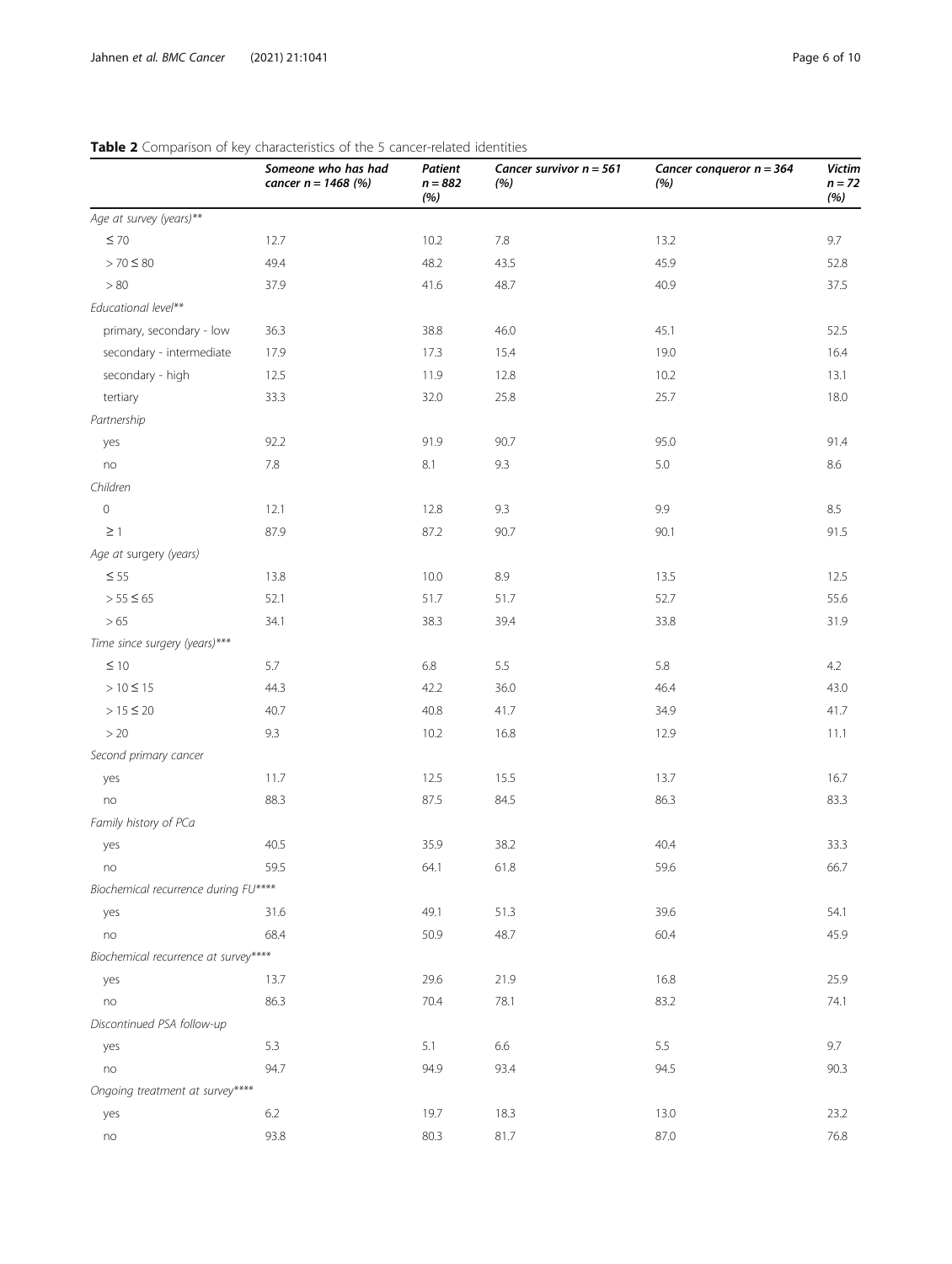**Table 2** Comparison of key characteristics of the 5 cancer-related identities

| | *Someone who has had cancer n = 1468 (%)* | *Patient n = 882 (%)* | *Cancer survivor n = 561 (%)* | *Cancer conqueror n = 364 (%)* | *Victim n = 72 (%)* |
|---|---|---|---|---|---|
| *Age at survey (years)*** | | | | | |
| ≤ 70 | 12.7 | 10.2 | 7.8 | 13.2 | 9.7 |
| > 70 ≤ 80 | 49.4 | 48.2 | 43.5 | 45.9 | 52.8 |
| > 80 | 37.9 | 41.6 | 48.7 | 40.9 | 37.5 |
| *Educational level*** | | | | | |
| primary, secondary - low | 36.3 | 38.8 | 46.0 | 45.1 | 52.5 |
| secondary - intermediate | 17.9 | 17.3 | 15.4 | 19.0 | 16.4 |
| secondary - high | 12.5 | 11.9 | 12.8 | 10.2 | 13.1 |
| tertiary | 33.3 | 32.0 | 25.8 | 25.7 | 18.0 |
| *Partnership* | | | | | |
| yes | 92.2 | 91.9 | 90.7 | 95.0 | 91.4 |
| no | 7.8 | 8.1 | 9.3 | 5.0 | 8.6 |
| *Children* | | | | | |
| 0 | 12.1 | 12.8 | 9.3 | 9.9 | 8.5 |
| ≥ 1 | 87.9 | 87.2 | 90.7 | 90.1 | 91.5 |
| *Age at surgery (years)* | | | | | |
| ≤ 55 | 13.8 | 10.0 | 8.9 | 13.5 | 12.5 |
| > 55 ≤ 65 | 52.1 | 51.7 | 51.7 | 52.7 | 55.6 |
| > 65 | 34.1 | 38.3 | 39.4 | 33.8 | 31.9 |
| *Time since surgery (years)**** | | | | | |
| ≤ 10 | 5.7 | 6.8 | 5.5 | 5.8 | 4.2 |
| > 10 ≤ 15 | 44.3 | 42.2 | 36.0 | 46.4 | 43.0 |
| > 15 ≤ 20 | 40.7 | 40.8 | 41.7 | 34.9 | 41.7 |
| > 20 | 9.3 | 10.2 | 16.8 | 12.9 | 11.1 |
| *Second primary cancer* | | | | | |
| yes | 11.7 | 12.5 | 15.5 | 13.7 | 16.7 |
| no | 88.3 | 87.5 | 84.5 | 86.3 | 83.3 |
| *Family history of PCa* | | | | | |
| yes | 40.5 | 35.9 | 38.2 | 40.4 | 33.3 |
| no | 59.5 | 64.1 | 61.8 | 59.6 | 66.7 |
| *Biochemical recurrence during FU***** | | | | | |
| yes | 31.6 | 49.1 | 51.3 | 39.6 | 54.1 |
| no | 68.4 | 50.9 | 48.7 | 60.4 | 45.9 |
| *Biochemical recurrence at survey***** | | | | | |
| yes | 13.7 | 29.6 | 21.9 | 16.8 | 25.9 |
| no | 86.3 | 70.4 | 78.1 | 83.2 | 74.1 |
| *Discontinued PSA follow-up* | | | | | |
| yes | 5.3 | 5.1 | 6.6 | 5.5 | 9.7 |
| no | 94.7 | 94.9 | 93.4 | 94.5 | 90.3 |
| *Ongoing treatment at survey***** | | | | | |
| yes | 6.2 | 19.7 | 18.3 | 13.0 | 23.2 |
| no | 93.8 | 80.3 | 81.7 | 87.0 | 76.8 |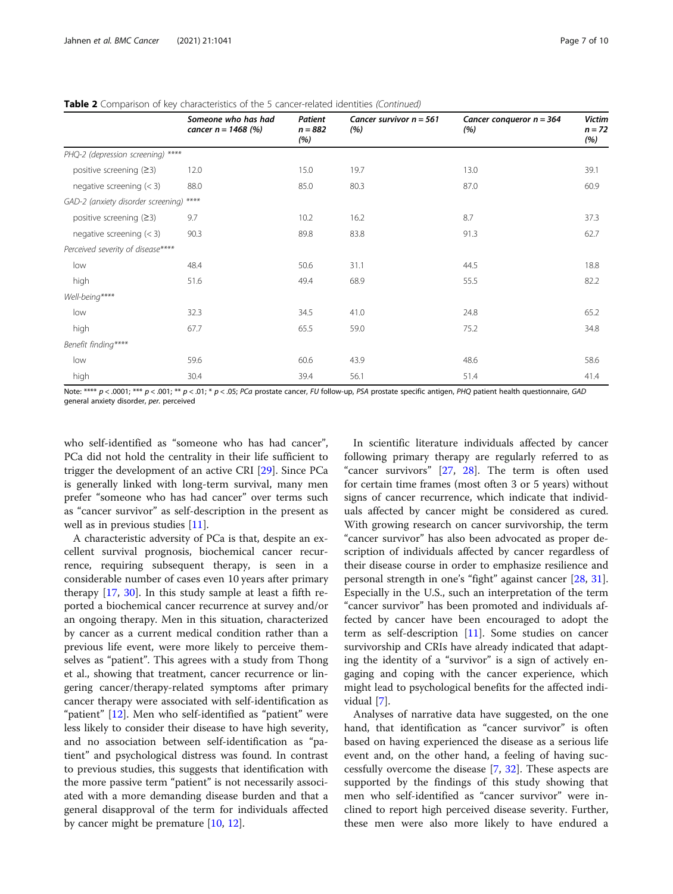**Table 2** Comparison of key characteristics of the 5 cancer-related identities *(Continued)*

| | *Someone who has had cancer n = 1468 (%)* | *Patient n = 882 (%)* | *Cancer survivor n = 561 (%)* | *Cancer conqueror n = 364 (%)* | *Victim n = 72 (%)* |
|---|---|---|---|---|---|
| *PHQ-2 (depression screening)* **** | | | | | |
| positive screening (≥3) | 12.0 | 15.0 | 19.7 | 13.0 | 39.1 |
| negative screening (< 3) | 88.0 | 85.0 | 80.3 | 87.0 | 60.9 |
| *GAD-2 (anxiety disorder screening)* **** | | | | | |
| positive screening (≥3) | 9.7 | 10.2 | 16.2 | 8.7 | 37.3 |
| negative screening (< 3) | 90.3 | 89.8 | 83.8 | 91.3 | 62.7 |
| *Perceived severity of disease*\*\*\*\* | | | | | |
| low | 48.4 | 50.6 | 31.1 | 44.5 | 18.8 |
| high | 51.6 | 49.4 | 68.9 | 55.5 | 82.2 |
| *Well-being*\*\*\*\* | | | | | |
| low | 32.3 | 34.5 | 41.0 | 24.8 | 65.2 |
| high | 67.7 | 65.5 | 59.0 | 75.2 | 34.8 |
| *Benefit finding*\*\*\*\* | | | | | |
| low | 59.6 | 60.6 | 43.9 | 48.6 | 58.6 |
| high | 30.4 | 39.4 | 56.1 | 51.4 | 41.4 |

Note: **** $p < .0001$; *** $p < .001$; ** $p < .01$; * $p < .05$; *PCa* prostate cancer, *FU* follow-up, *PSA* prostate specific antigen, *PHQ* patient health questionnaire, *GAD* general anxiety disorder, *per.* perceived

who self-identified as "someone who has had cancer", PCa did not hold the centrality in their life sufficient to trigger the development of an active CRI [29]. Since PCa is generally linked with long-term survival, many men prefer "someone who has had cancer" over terms such as "cancer survivor" as self-description in the present as well as in previous studies [11].

A characteristic adversity of PCa is that, despite an excellent survival prognosis, biochemical cancer recurrence, requiring subsequent therapy, is seen in a considerable number of cases even 10 years after primary therapy [17, 30]. In this study sample at least a fifth reported a biochemical cancer recurrence at survey and/or an ongoing therapy. Men in this situation, characterized by cancer as a current medical condition rather than a previous life event, were more likely to perceive themselves as "patient". This agrees with a study from Thong et al., showing that treatment, cancer recurrence or lingering cancer/therapy-related symptoms after primary cancer therapy were associated with self-identification as "patient" [12]. Men who self-identified as "patient" were less likely to consider their disease to have high severity, and no association between self-identification as "patient" and psychological distress was found. In contrast to previous studies, this suggests that identification with the more passive term "patient" is not necessarily associated with a more demanding disease burden and that a general disapproval of the term for individuals affected by cancer might be premature [10, 12].

In scientific literature individuals affected by cancer following primary therapy are regularly referred to as "cancer survivors" [27, 28]. The term is often used for certain time frames (most often 3 or 5 years) without signs of cancer recurrence, which indicate that individuals affected by cancer might be considered as cured. With growing research on cancer survivorship, the term "cancer survivor" has also been advocated as proper description of individuals affected by cancer regardless of their disease course in order to emphasize resilience and personal strength in one's "fight" against cancer [28, 31]. Especially in the U.S., such an interpretation of the term "cancer survivor" has been promoted and individuals affected by cancer have been encouraged to adopt the term as self-description [11]. Some studies on cancer survivorship and CRIs have already indicated that adapting the identity of a "survivor" is a sign of actively engaging and coping with the cancer experience, which might lead to psychological benefits for the affected individual [7].

Analyses of narrative data have suggested, on the one hand, that identification as "cancer survivor" is often based on having experienced the disease as a serious life event and, on the other hand, a feeling of having successfully overcome the disease [7, 32]. These aspects are supported by the findings of this study showing that men who self-identified as "cancer survivor" were inclined to report high perceived disease severity. Further, these men were also more likely to have endured a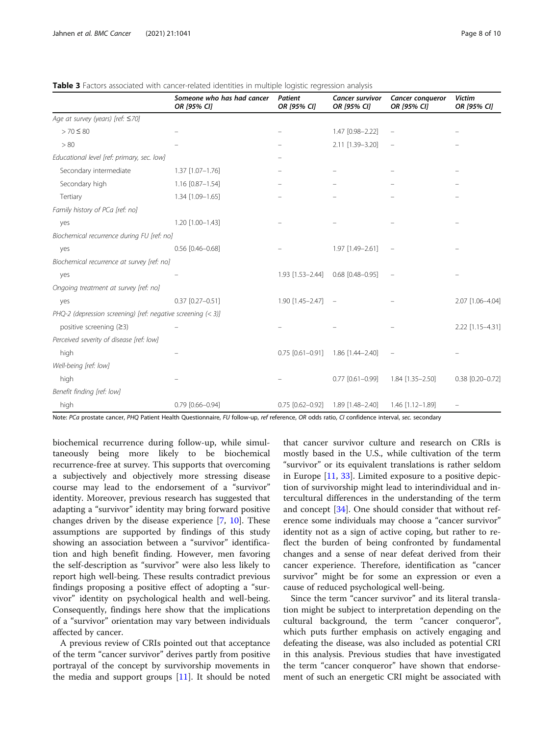**Table 3** Factors associated with cancer-related identities in multiple logistic regression analysis

| | Someone who has had cancer OR [95% CI] | Patient OR [95% CI] | Cancer survivor OR [95% CI] | Cancer conqueror OR [95% CI] | Victim OR [95% CI] |
|---|---|---|---|---|---|
| *Age at survey (years) [ref: ≤70]* | | | | | |
| > 70 ≤ 80 | – | – | 1.47 [0.98–2.22] | – | – |
| > 80 | – | – | 2.11 [1.39–3.20] | – | – |
| *Educational level [ref: primary, sec. low]* | | – | | | |
| Secondary intermediate | 1.37 [1.07–1.76] | – | – | – | – |
| Secondary high | 1.16 [0.87–1.54] | – | – | – | – |
| Tertiary | 1.34 [1.09–1.65] | – | – | – | – |
| *Family history of PCa [ref: no]* | | | | | |
| yes | 1.20 [1.00–1.43] | – | – | – | – |
| *Biochemical recurrence during FU [ref: no]* | | | | | |
| yes | 0.56 [0.46–0.68] | – | 1.97 [1.49–2.61] | – | – |
| *Biochemical recurrence at survey [ref: no]* | | | | | |
| yes | – | 1.93 [1.53–2.44] | 0.68 [0.48–0.95] | – | – |
| *Ongoing treatment at survey [ref: no]* | | | | | |
| yes | 0.37 [0.27–0.51] | 1.90 [1.45–2.47] | – | – | 2.07 [1.06–4.04] |
| *PHQ-2 (depression screening) [ref: negative screening (< 3)]* | | | | | |
| positive screening (≥3) | – | – | – | – | 2.22 [1.15–4.31] |
| *Perceived severity of disease [ref: low]* | | | | | |
| high | – | 0.75 [0.61–0.91] | 1.86 [1.44–2.40] | – | – |
| *Well-being [ref: low]* | | | | | |
| high | – | – | 0.77 [0.61–0.99] | 1.84 [1.35–2.50] | 0.38 [0.20–0.72] |
| *Benefit finding [ref: low]* | | | | | |
| high | 0.79 [0.66–0.94] | 0.75 [0.62–0.92] | 1.89 [1.48–2.40] | 1.46 [1.12–1.89] | – |

Note: *PCa* prostate cancer, *PHQ* Patient Health Questionnaire, *FU* follow-up, *ref* reference, *OR* odds ratio, *CI* confidence interval, *sec.* secondary

biochemical recurrence during follow-up, while simultaneously being more likely to be biochemical recurrence-free at survey. This supports that overcoming a subjectively and objectively more stressing disease course may lead to the endorsement of a "survivor" identity. Moreover, previous research has suggested that adapting a "survivor" identity may bring forward positive changes driven by the disease experience [7, 10]. These assumptions are supported by findings of this study showing an association between a "survivor" identification and high benefit finding. However, men favoring the self-description as "survivor" were also less likely to report high well-being. These results contradict previous findings proposing a positive effect of adopting a "survivor" identity on psychological health and well-being. Consequently, findings here show that the implications of a "survivor" orientation may vary between individuals affected by cancer.

A previous review of CRIs pointed out that acceptance of the term "cancer survivor" derives partly from positive portrayal of the concept by survivorship movements in the media and support groups [11]. It should be noted that cancer survivor culture and research on CRIs is mostly based in the U.S., while cultivation of the term "survivor" or its equivalent translations is rather seldom in Europe [11, 33]. Limited exposure to a positive depiction of survivorship might lead to interindividual and intercultural differences in the understanding of the term and concept [34]. One should consider that without reference some individuals may choose a "cancer survivor" identity not as a sign of active coping, but rather to reflect the burden of being confronted by fundamental changes and a sense of near defeat derived from their cancer experience. Therefore, identification as "cancer survivor" might be for some an expression or even a cause of reduced psychological well-being.

Since the term "cancer survivor" and its literal translation might be subject to interpretation depending on the cultural background, the term "cancer conqueror", which puts further emphasis on actively engaging and defeating the disease, was also included as potential CRI in this analysis. Previous studies that have investigated the term "cancer conqueror" have shown that endorsement of such an energetic CRI might be associated with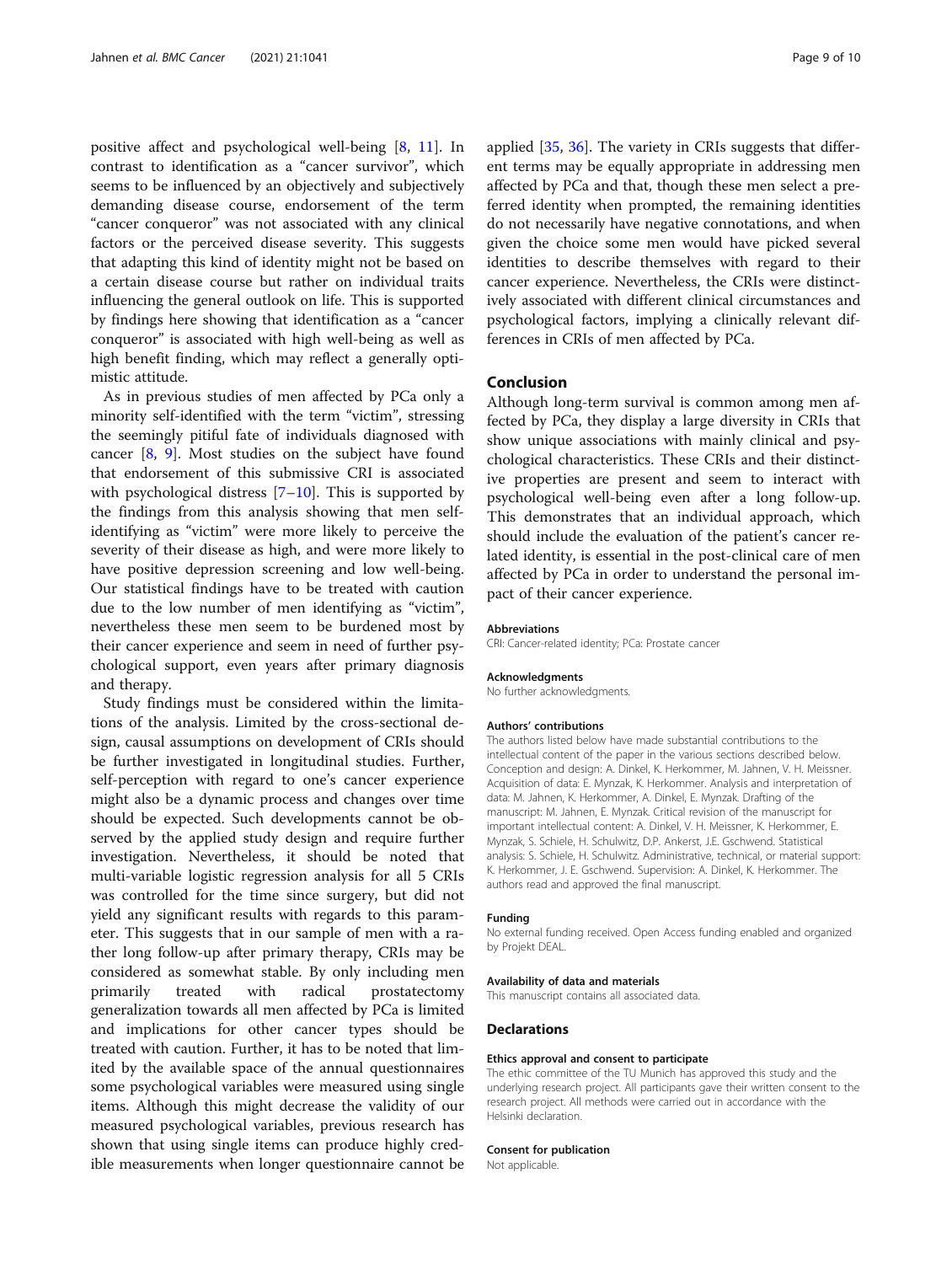positive affect and psychological well-being [8, 11]. In contrast to identification as a "cancer survivor", which seems to be influenced by an objectively and subjectively demanding disease course, endorsement of the term "cancer conqueror" was not associated with any clinical factors or the perceived disease severity. This suggests that adapting this kind of identity might not be based on a certain disease course but rather on individual traits influencing the general outlook on life. This is supported by findings here showing that identification as a "cancer conqueror" is associated with high well-being as well as high benefit finding, which may reflect a generally optimistic attitude.

As in previous studies of men affected by PCa only a minority self-identified with the term "victim", stressing the seemingly pitiful fate of individuals diagnosed with cancer [8, 9]. Most studies on the subject have found that endorsement of this submissive CRI is associated with psychological distress [7–10]. This is supported by the findings from this analysis showing that men self-identifying as "victim" were more likely to perceive the severity of their disease as high, and were more likely to have positive depression screening and low well-being. Our statistical findings have to be treated with caution due to the low number of men identifying as "victim", nevertheless these men seem to be burdened most by their cancer experience and seem in need of further psychological support, even years after primary diagnosis and therapy.

Study findings must be considered within the limitations of the analysis. Limited by the cross-sectional design, causal assumptions on development of CRIs should be further investigated in longitudinal studies. Further, self-perception with regard to one's cancer experience might also be a dynamic process and changes over time should be expected. Such developments cannot be observed by the applied study design and require further investigation. Nevertheless, it should be noted that multi-variable logistic regression analysis for all 5 CRIs was controlled for the time since surgery, but did not yield any significant results with regards to this parameter. This suggests that in our sample of men with a rather long follow-up after primary therapy, CRIs may be considered as somewhat stable. By only including men primarily treated with radical prostatectomy generalization towards all men affected by PCa is limited and implications for other cancer types should be treated with caution. Further, it has to be noted that limited by the available space of the annual questionnaires some psychological variables were measured using single items. Although this might decrease the validity of our measured psychological variables, previous research has shown that using single items can produce highly credible measurements when longer questionnaire cannot be applied [35, 36]. The variety in CRIs suggests that different terms may be equally appropriate in addressing men affected by PCa and that, though these men select a preferred identity when prompted, the remaining identities do not necessarily have negative connotations, and when given the choice some men would have picked several identities to describe themselves with regard to their cancer experience. Nevertheless, the CRIs were distinctively associated with different clinical circumstances and psychological factors, implying a clinically relevant differences in CRIs of men affected by PCa.

## Conclusion

Although long-term survival is common among men affected by PCa, they display a large diversity in CRIs that show unique associations with mainly clinical and psychological characteristics. These CRIs and their distinctive properties are present and seem to interact with psychological well-being even after a long follow-up. This demonstrates that an individual approach, which should include the evaluation of the patient's cancer related identity, is essential in the post-clinical care of men affected by PCa in order to understand the personal impact of their cancer experience.

#### Abbreviations

CRI: Cancer-related identity; PCa: Prostate cancer

#### Acknowledgments

No further acknowledgments.

#### Authors' contributions

The authors listed below have made substantial contributions to the intellectual content of the paper in the various sections described below. Conception and design: A. Dinkel, K. Herkommer, M. Jahnen, V. H. Meissner. Acquisition of data: E. Mynzak, K. Herkommer. Analysis and interpretation of data: M. Jahnen, K. Herkommer, A. Dinkel, E. Mynzak. Drafting of the manuscript: M. Jahnen, E. Mynzak. Critical revision of the manuscript for important intellectual content: A. Dinkel, V. H. Meissner, K. Herkommer, E. Mynzak, S. Schiele, H. Schulwitz, D.P. Ankerst, J.E. Gschwend. Statistical analysis: S. Schiele, H. Schulwitz. Administrative, technical, or material support: K. Herkommer, J. E. Gschwend. Supervision: A. Dinkel, K. Herkommer. The authors read and approved the final manuscript.

#### Funding

No external funding received. Open Access funding enabled and organized by Projekt DEAL.

#### Availability of data and materials

This manuscript contains all associated data.

## Declarations

#### Ethics approval and consent to participate

The ethic committee of the TU Munich has approved this study and the underlying research project. All participants gave their written consent to the research project. All methods were carried out in accordance with the Helsinki declaration.

#### Consent for publication

Not applicable.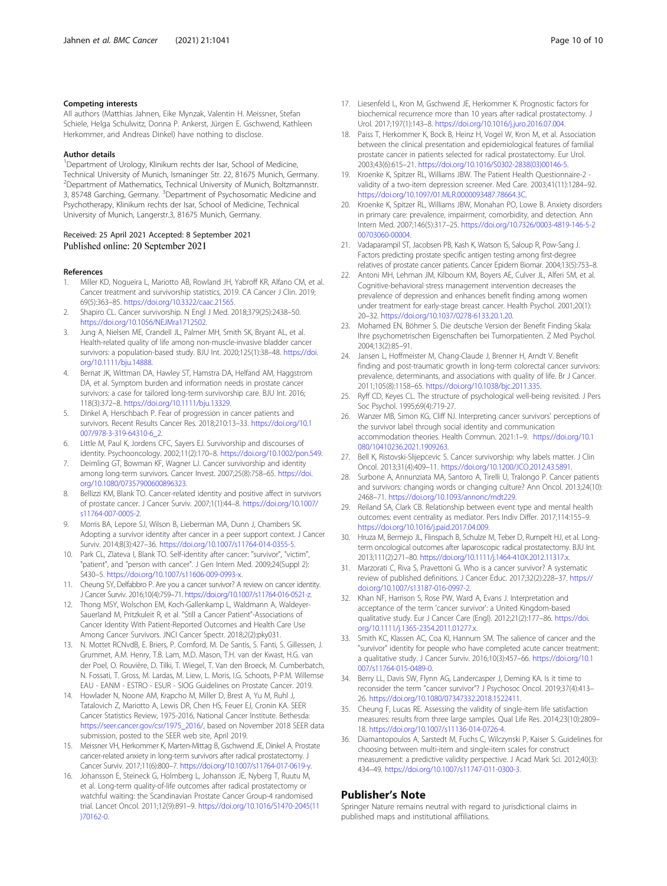### Competing interests

All authors (Matthias Jahnen, Eike Mynzak, Valentin H. Meissner, Stefan Schiele, Helga Schulwitz, Donna P. Ankerst, Jürgen E. Gschwend, Kathleen Herkommer, and Andreas Dinkel) have nothing to disclose.

### Author details

[1]Department of Urology, Klinikum rechts der Isar, School of Medicine, Technical University of Munich, Ismaninger Str. 22, 81675 Munich, Germany. [2]Department of Mathematics, Technical University of Munich, Boltzmannstr. 3, 85748 Garching, Germany. [3]Department of Psychosomatic Medicine and Psychotherapy, Klinikum rechts der Isar, School of Medicine, Technical University of Munich, Langerstr.3, 81675 Munich, Germany.

Received: 25 April 2021 Accepted: 8 September 2021
Published online: 20 September 2021

### References

1. Miller KD, Nogueira L, Mariotto AB, Rowland JH, Yabroff KR, Alfano CM, et al. Cancer treatment and survivorship statistics, 2019. CA Cancer J Clin. 2019; 69(5):363–85. https://doi.org/10.3322/caac.21565.
2. Shapiro CL. Cancer survivorship. N Engl J Med. 2018;379(25):2438–50. https://doi.org/10.1056/NEJMra1712502.
3. Jung A, Nielsen ME, Crandell JL, Palmer MH, Smith SK, Bryant AL, et al. Health-related quality of life among non-muscle-invasive bladder cancer survivors: a population-based study. BJU Int. 2020;125(1):38–48. https://doi.org/10.1111/bju.14888.
4. Bernat JK, Wittman DA, Hawley ST, Hamstra DA, Helfand AM, Haggstrom DA, et al. Symptom burden and information needs in prostate cancer survivors: a case for tailored long-term survivorship care. BJU Int. 2016; 118(3):372–8. https://doi.org/10.1111/bju.13329.
5. Dinkel A, Herschbach P. Fear of progression in cancer patients and survivors. Recent Results Cancer Res. 2018;210:13–33. https://doi.org/10.1007/978-3-319-64310-6_2.
6. Little M, Paul K, Jordens CFC, Sayers EJ. Survivorship and discourses of identity. Psychooncology. 2002;11(2):170–8. https://doi.org/10.1002/pon.549.
7. Deimling GT, Bowman KF, Wagner LJ. Cancer survivorship and identity among long-term survivors. Cancer Invest. 2007;25(8):758–65. https://doi.org/10.1080/07357900600896323.
8. Bellizzi KM, Blank TO. Cancer-related identity and positive affect in survivors of prostate cancer. J Cancer Surviv. 2007;1(1):44–8. https://doi.org/10.1007/s11764-007-0005-2.
9. Morris BA, Lepore SJ, Wilson B, Lieberman MA, Dunn J, Chambers SK. Adopting a survivor identity after cancer in a peer support context. J Cancer Surviv. 2014;8(3):427–36. https://doi.org/10.1007/s11764-014-0355-5.
10. Park CL, Zlateva I, Blank TO. Self-identity after cancer: "survivor", "victim", "patient", and "person with cancer". J Gen Intern Med. 2009;24(Suppl 2): S430–5. https://doi.org/10.1007/s11606-009-0993-x.
11. Cheung SY, Delfabbro P. Are you a cancer survivor? A review on cancer identity. J Cancer Surviv. 2016;10(4):759–71. https://doi.org/10.1007/s11764-016-0521-z.
12. Thong MSY, Wolschon EM, Koch-Gallenkamp L, Waldmann A, Waldeyer-Sauerland M, Pritzkuleit R, et al. "Still a Cancer Patient"-Associations of Cancer Identity With Patient-Reported Outcomes and Health Care Use Among Cancer Survivors. JNCI Cancer Spectr. 2018;2(2):pky031.
13. N. Mottet RCNvdB, E. Briers, P. Cornford, M. De Santis, S. Fanti, S. Gillessen, J. Grummet, A.M. Henry, T.B. Lam, M.D. Mason, T.H. van der Kwast, H.G. van der Poel, O. Rouvière, D. Tilki, T. Wiegel, T. Van den Broeck, M. Cumberbatch, N. Fossati, T. Gross, M. Lardas, M. Liew, L. Moris, I.G. Schoots, P-P.M. Willemse EAU - EANM - ESTRO - ESUR - SIOG Guidelines on Prostate Cancer. 2019.
14. Howlader N, Noone AM, Krapcho M, Miller D, Brest A, Yu M, Ruhl J, Tatalovich Z, Mariotto A, Lewis DR, Chen HS, Feuer EJ, Cronin KA. SEER Cancer Statistics Review, 1975-2016, National Cancer Institute. Bethesda: https://seer.cancer.gov/csr/1975_2016/, based on November 2018 SEER data submission, posted to the SEER web site, April 2019.
15. Meissner VH, Herkommer K, Marten-Mittag B, Gschwend JE, Dinkel A. Prostate cancer-related anxiety in long-term survivors after radical prostatectomy. J Cancer Surviv. 2017;11(6):800–7. https://doi.org/10.1007/s11764-017-0619-y.
16. Johansson E, Steineck G, Holmberg L, Johansson JE, Nyberg T, Ruutu M, et al. Long-term quality-of-life outcomes after radical prostatectomy or watchful waiting: the Scandinavian Prostate Cancer Group-4 randomised trial. Lancet Oncol. 2011;12(9):891–9. https://doi.org/10.1016/S1470-2045(11)70162-0.
17. Liesenfeld L, Kron M, Gschwend JE, Herkommer K. Prognostic factors for biochemical recurrence more than 10 years after radical prostatectomy. J Urol. 2017;197(1):143–8. https://doi.org/10.1016/j.juro.2016.07.004.
18. Paiss T, Herkommer K, Bock B, Heinz H, Vogel W, Kron M, et al. Association between the clinical presentation and epidemiological features of familial prostate cancer in patients selected for radical prostatectomy. Eur Urol. 2003;43(6):615–21. https://doi.org/10.1016/S0302-2838(03)00146-5.
19. Kroenke K, Spitzer RL, Williams JBW. The Patient Health Questionnaire-2 - validity of a two-item depression screener. Med Care. 2003;41(11):1284–92. https://doi.org/10.1097/01.MLR.0000093487.78664.3C.
20. Kroenke K, Spitzer RL, Williams JBW, Monahan PO, Lowe B. Anxiety disorders in primary care: prevalence, impairment, comorbidity, and detection. Ann Intern Med. 2007;146(5):317–25. https://doi.org/10.7326/0003-4819-146-5-200703060-00004.
21. Vadaparampil ST, Jacobsen PB, Kash K, Watson IS, Saloup R, Pow-Sang J. Factors predicting prostate specific antigen testing among first-degree relatives of prostate cancer patients. Cancer Epidem Biomar. 2004;13(5):753–8.
22. Antoni MH, Lehman JM, Kilbourn KM, Boyers AE, Culver JL, Alferi SM, et al. Cognitive-behavioral stress management intervention decreases the prevalence of depression and enhances benefit finding among women under treatment for early-stage breast cancer. Health Psychol. 2001;20(1): 20–32. https://doi.org/10.1037/0278-6133.20.1.20.
23. Mohamed EN, Böhmer S. Die deutsche Version der Benefit Finding Skala: Ihre psychometrischen Eigenschaften bei Tumorpatienten. Z Med Psychol. 2004;13(2):85–91.
24. Jansen L, Hoffmeister M, Chang-Claude J, Brenner H, Arndt V. Benefit finding and post-traumatic growth in long-term colorectal cancer survivors: prevalence, determinants, and associations with quality of life. Br J Cancer. 2011;105(8):1158–65. https://doi.org/10.1038/bjc.2011.335.
25. Ryff CD, Keyes CL. The structure of psychological well-being revisited. J Pers Soc Psychol. 1995;69(4):719-27.
26. Wanzer MB, Simon KG, Cliff NJ. Interpreting cancer survivors' perceptions of the survivor label through social identity and communication accommodation theories. Health Commun. 2021:1–9. https://doi.org/10.1080/10410236.2021.1909263.
27. Bell K, Ristovski-Slijepcevic S. Cancer survivorship: why labels matter. J Clin Oncol. 2013;31(4):409–11. https://doi.org/10.1200/JCO.2012.43.5891.
28. Surbone A, Annunziata MA, Santoro A, Tirelli U, Tralongo P. Cancer patients and survivors: changing words or changing culture? Ann Oncol. 2013;24(10): 2468–71. https://doi.org/10.1093/annonc/mdt229.
29. Reiland SA, Clark CB. Relationship between event type and mental health outcomes: event centrality as mediator. Pers Indiv Differ. 2017;114:155–9. https://doi.org/10.1016/j.paid.2017.04.009.
30. Hruza M, Bermejo JL, Flinspach B, Schulze M, Teber D, Rumpelt HJ, et al. Long-term oncological outcomes after laparoscopic radical prostatectomy. BJU Int. 2013;111(2):271–80. https://doi.org/10.1111/j.1464-410X.2012.11317.x.
31. Marzorati C, Riva S, Pravettoni G. Who is a cancer survivor? A systematic review of published definitions. J Cancer Educ. 2017;32(2):228–37. https://doi.org/10.1007/s13187-016-0997-2.
32. Khan NF, Harrison S, Rose PW, Ward A, Evans J. Interpretation and acceptance of the term 'cancer survivor': a United Kingdom-based qualitative study. Eur J Cancer Care (Engl). 2012;21(2):177–86. https://doi.org/10.1111/j.1365-2354.2011.01277.x.
33. Smith KC, Klassen AC, Coa KI, Hannum SM. The salience of cancer and the "survivor" identity for people who have completed acute cancer treatment: a qualitative study. J Cancer Surviv. 2016;10(3):457–66. https://doi.org/10.1007/s11764-015-0489-0.
34. Berry LL, Davis SW, Flynn AG, Landercasper J, Deming KA. Is it time to reconsider the term "cancer survivor"? J Psychosoc Oncol. 2019;37(4):413–26. https://doi.org/10.1080/07347332.2018.1522411.
35. Cheung F, Lucas RE. Assessing the validity of single-item life satisfaction measures: results from three large samples. Qual Life Res. 2014;23(10):2809–18. https://doi.org/10.1007/s11136-014-0726-4.
36. Diamantopoulos A, Sarstedt M, Fuchs C, Wilczynski P, Kaiser S. Guidelines for choosing between multi-item and single-item scales for construct measurement: a predictive validity perspective. J Acad Mark Sci. 2012;40(3): 434–49. https://doi.org/10.1007/s11747-011-0300-3.

## Publisher's Note

Springer Nature remains neutral with regard to jurisdictional claims in published maps and institutional affiliations.